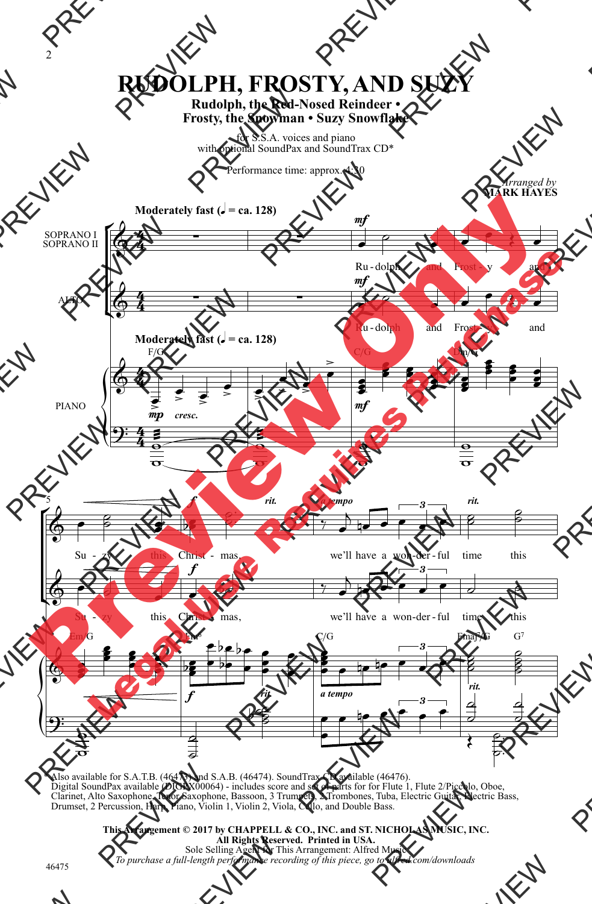# RUDOLPH, FROSTY, AND SUZY

## Rudolph, the Red-Nosed Reindeer • Frosty, the Snowman • Suzy Snowflake

for S.S.A. voices and piano
with optional SoundPax and SoundTrax CD*

Performance time: approx. 4:30

*Arranged by*
**MARK HAYES**

**Moderately fast (♩ = ca. 128)**

SOPRANO I
SOPRANO II

ALTO

PIANO

Ru - dolph and Frost - y and Su - zy this Christ - mas, we'll have a won - der - ful time this

\* Also available for S.A.T.B. (46473) and S.A.B. (46474). SoundTrax CD available (46476).
Digital SoundPax available (DIGPX00064) - includes score and set of parts for for Flute 1, Flute 2/Piccolo, Oboe, Clarinet, Alto Saxophone, Tenor Saxophone, Bassoon, 3 Trumpets, 2 Trombones, Tuba, Electric Guitar, Electric Bass, Drumset, 2 Percussion, Harp, Piano, Violin 1, Violin 2, Viola, Cello, and Double Bass.

**This Arrangement © 2017 by CHAPPELL & CO., INC. and ST. NICHOLAS MUSIC, INC.**
**All Rights Reserved. Printed in USA.**
Sole Selling Agent for This Arrangement: Alfred Music
*To purchase a full-length performance recording of this piece, go to alfred.com/downloads*

46475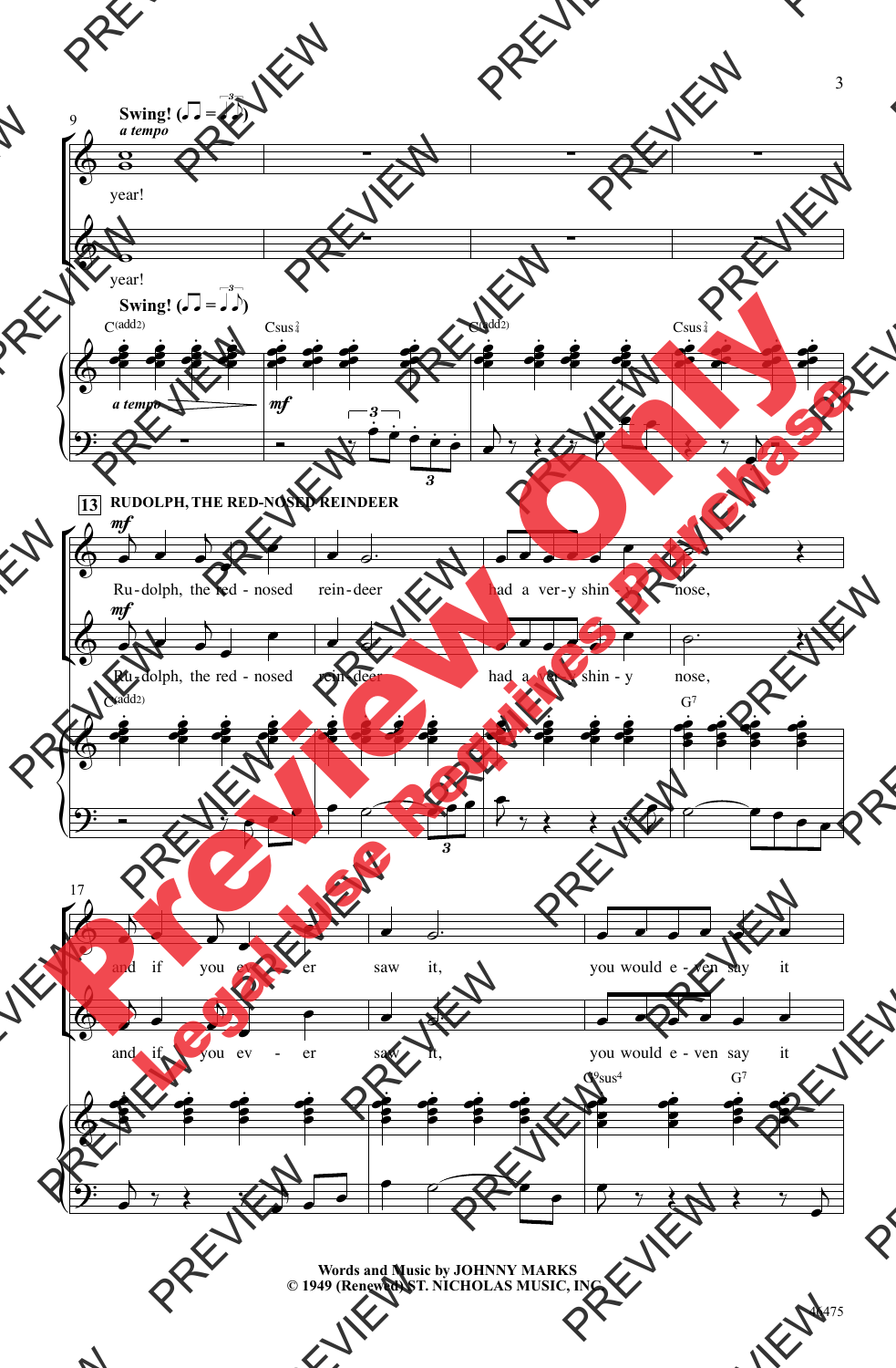Swing! a tempo

year!

year!

C(add2) Csus2/4 C(add2) Csus2/4

a tempo mf

13 RUDOLPH, THE RED-NOSED REINDEER

mf

Ru - dolph, the red - nosed rein - deer had a ver - y shin - y nose,

C(add2) G7

and if you ev - er saw it, you would e - ven say it

C9sus4 G7

Words and Music by JOHNNY MARKS
© 1949 (Renewed) ST. NICHOLAS MUSIC, INC.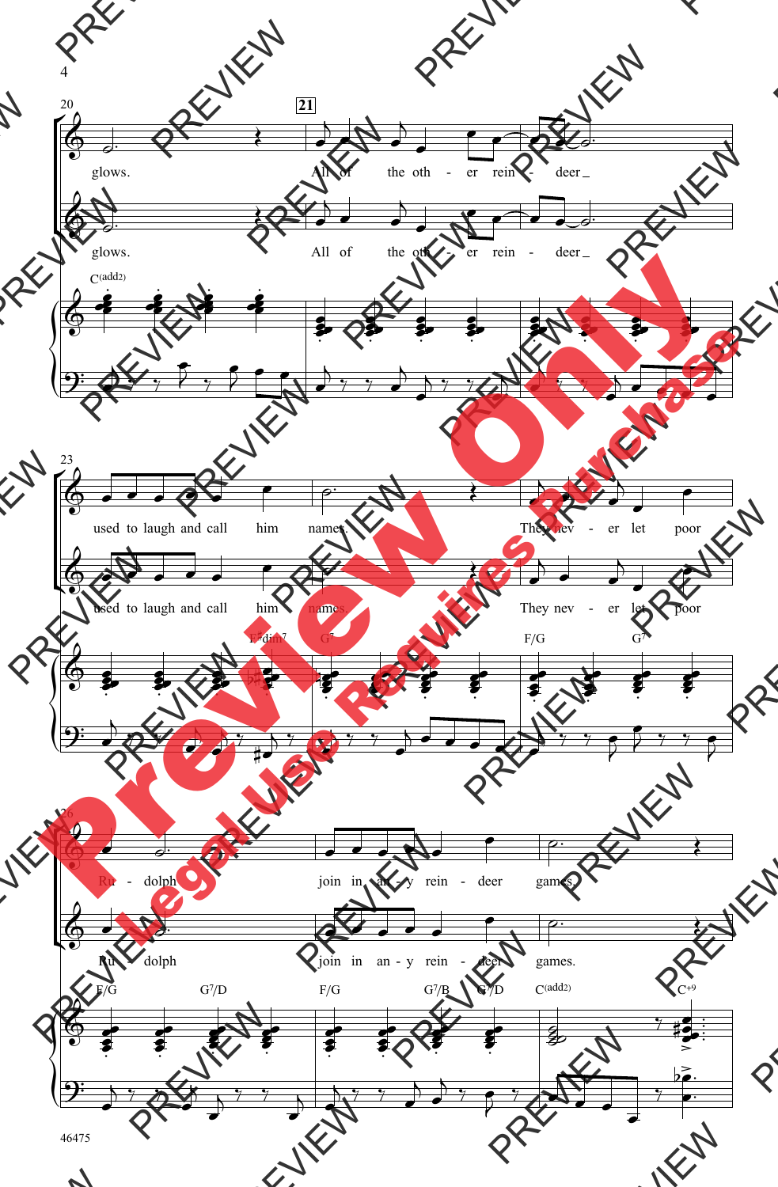20 — 21

glows. All of the oth - er rein - deer

glows. All of the oth - er rein - deer

C(add2)

23

used to laugh and call him names. They nev - er let poor

used to laugh and call him names. They nev - er let poor

F♯dim7 G7 F/G G7

26

Ru - dolph join in an - y rein - deer games.

Ru - dolph join in an - y rein - deer games.

F/G G7/D F/G G7/B G7/D C(add2) C+9

Preview Only

Legal Use Requires Purchase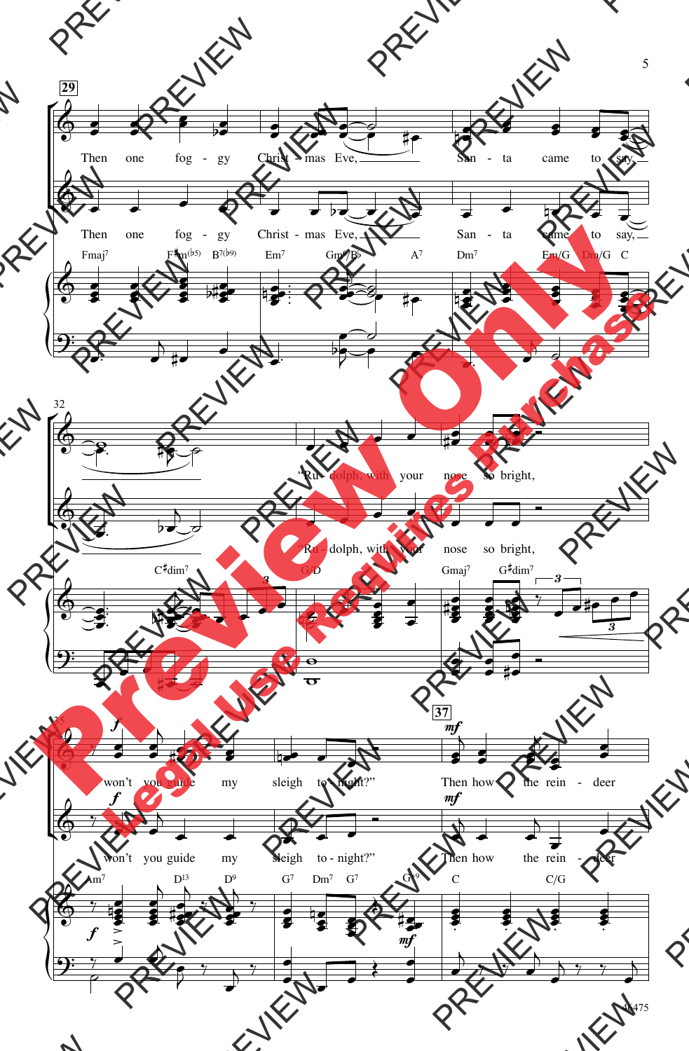29

Then one fog - gy Christ - mas Eve, San - ta came to say,

Then one fog - gy Christ - mas Eve, San - ta came to say,

Fmaj7 F♯m(♭5) B7(♭9) Em7 Gm6/B♭ A7 Dm7 Em/G Dm/G C

32

"Ru - dolph, with your nose so bright,

"Ru - dolph, with your nose so bright,

C♯dim7 G/D Gmaj7 G♯dim7

35

*f*

won't you guide my sleigh to - night?"

won't you guide my sleigh to - night?"

37

*mf*

Then how the rein - deer

Then how the rein - deer

Am7 D13 D9 G7 Dm7 G7 G+9 C C/G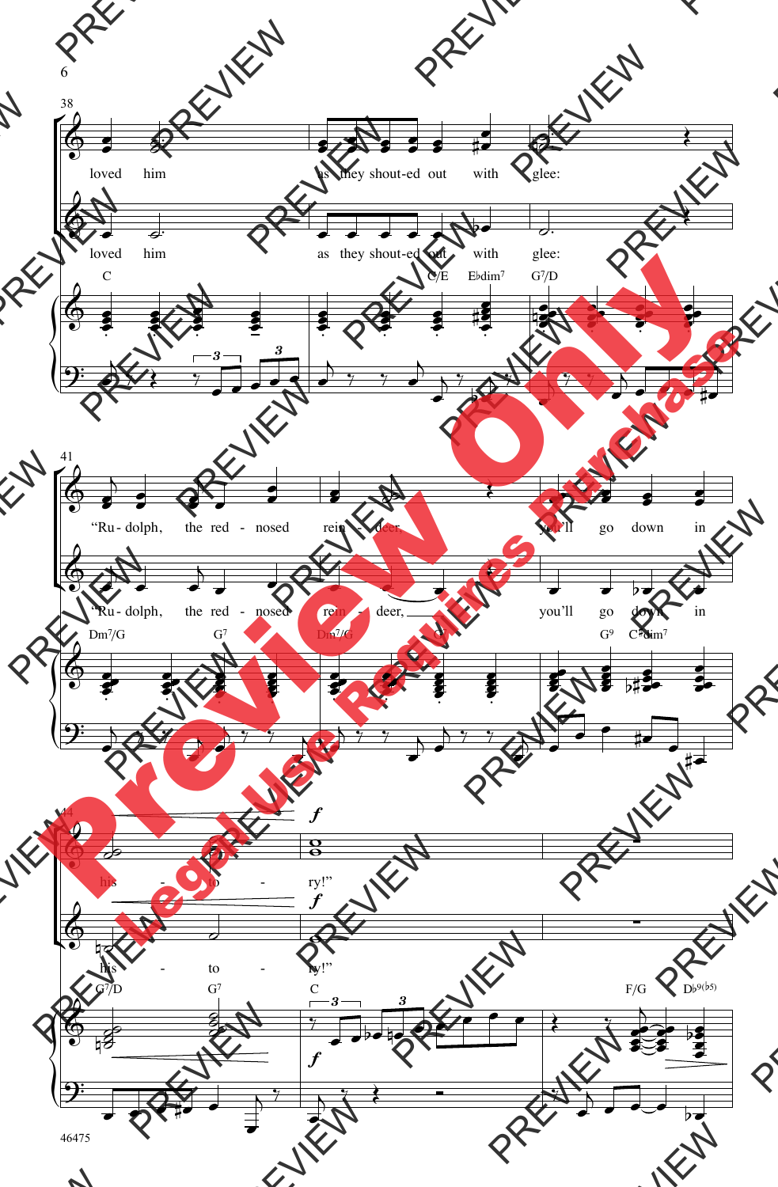loved him as they shout-ed out with glee:

"Ru-dolph, the red-nosed rein-deer, you'll go down in his-to-ry!"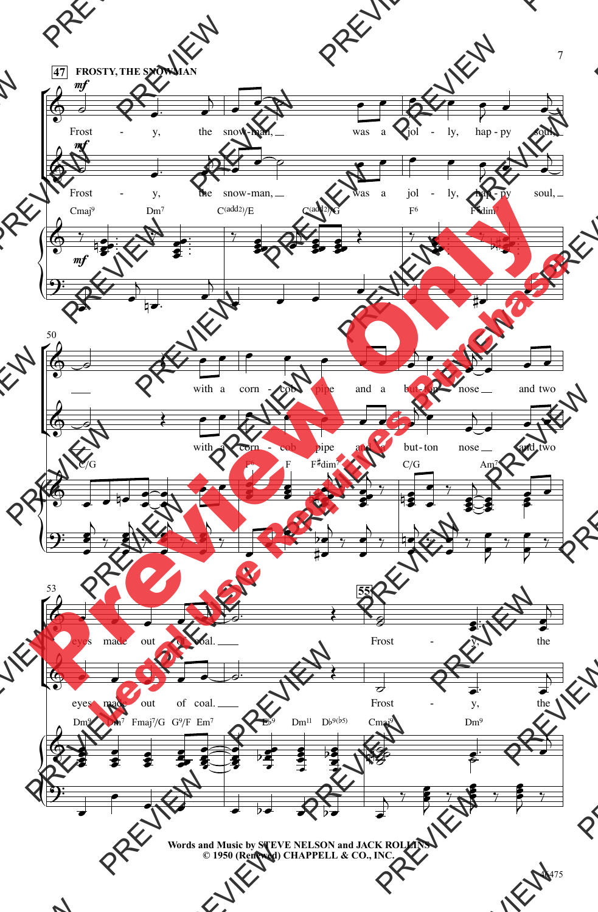**47** FROSTY, THE SNOWMAN

Frost - y, the snow-man, was a jol - ly, hap - py soul, with a corn - cob pipe and a but-ton nose and two eyes made out of coal. Frost - y, the

Words and Music by STEVE NELSON and JACK ROLLINS
© 1950 (Renewed) CHAPPELL & CO., INC.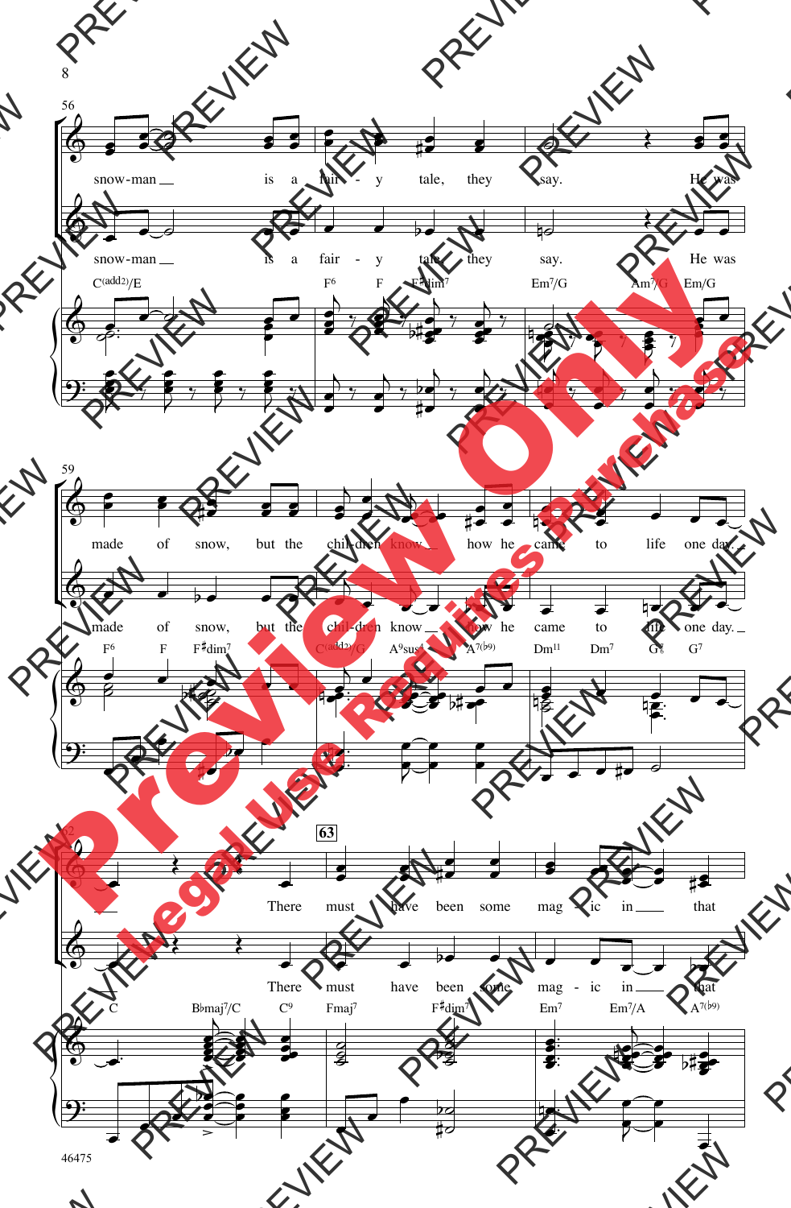56

snow-man __ is a fair - y tale, they say. He was

C(add2)/E F6 F F♯dim7 Em7/G Am7/G Em/G

59

made of snow, but the chil-dren know __ how he came to life one day. __

F6 F F♯dim7 C(add2)/G A9sus4 A7(♭9) Dm11 Dm7 G6 G7

62

63

There must have been some mag - ic in __ that

C B♭maj7/C C9 Fmaj7 F♯dim7 Em7 Em7/A A7(♭9)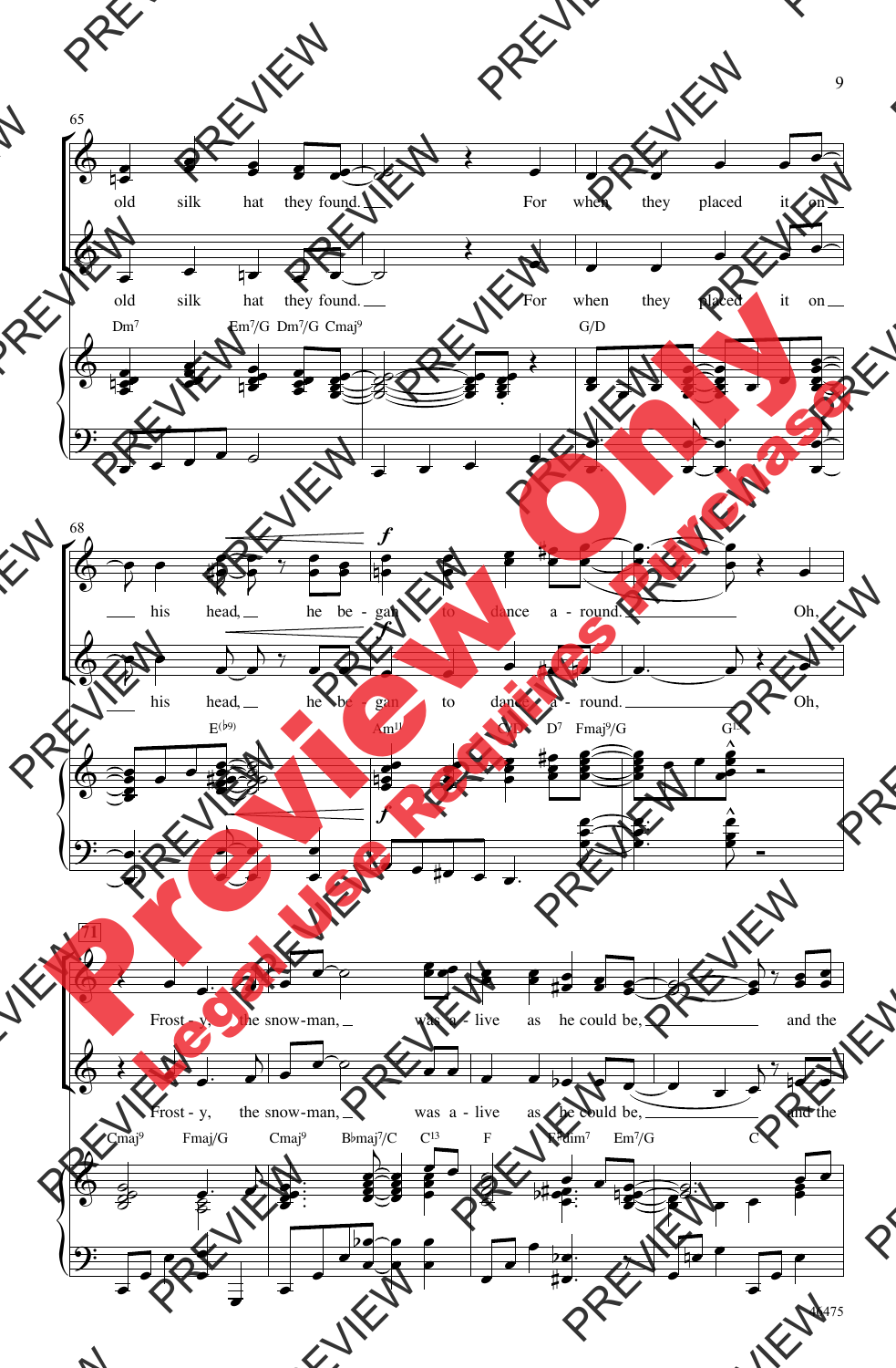65

old silk hat they found. For when they placed it on

Dm7 Em7/G Dm7/G Cmaj9 G/D

68

*f*

his head, he be - gan to dance a - round. Oh,

E(♭9) Am11 C/D D7 Fmaj9/G G13

71

Frost - y, the snow-man, was a - live as he could be, and the

Cmaj9 Fmaj/G Cmaj9 B♭maj7/C C13 F F♯dim7 Em7/G C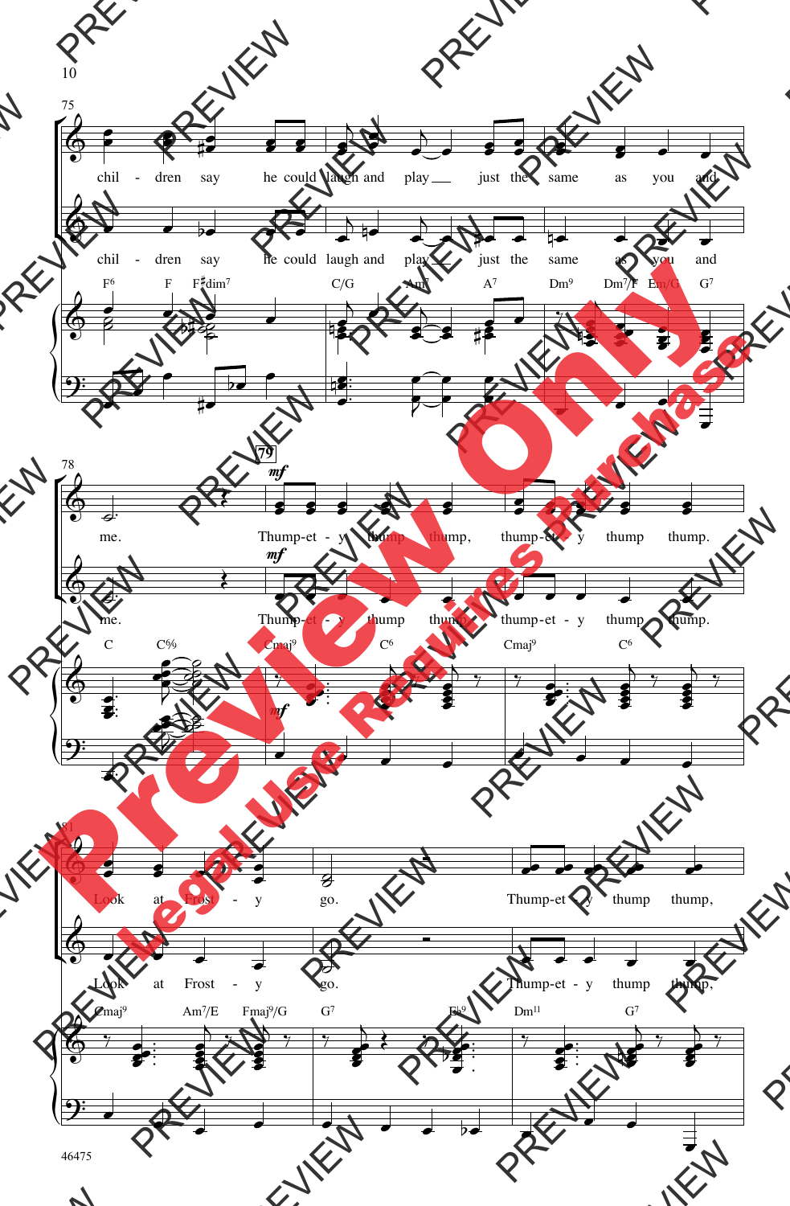75

chil - dren say he could laugh and play just the same as you and

chil - dren say he could laugh and play just the same as you and

F6 F F♯dim7 C/G Am A7 Dm9 Dm7/F Em/G G7

78

me. 79 *mf* Thump-et - y thump thump, thump-et - y thump thump.

me. *mf* Thump-et - y thump thump, thump-et - y thump thump.

C C% Cmaj9 C6 Cmaj9 C6

81

Look at Frost - y go. Thump-et - y thump thump,

Look at Frost - y go. Thump-et - y thump thump,

Cmaj9 Am7/E Fmaj9/G G7 E♭9 Dm11 G7

46475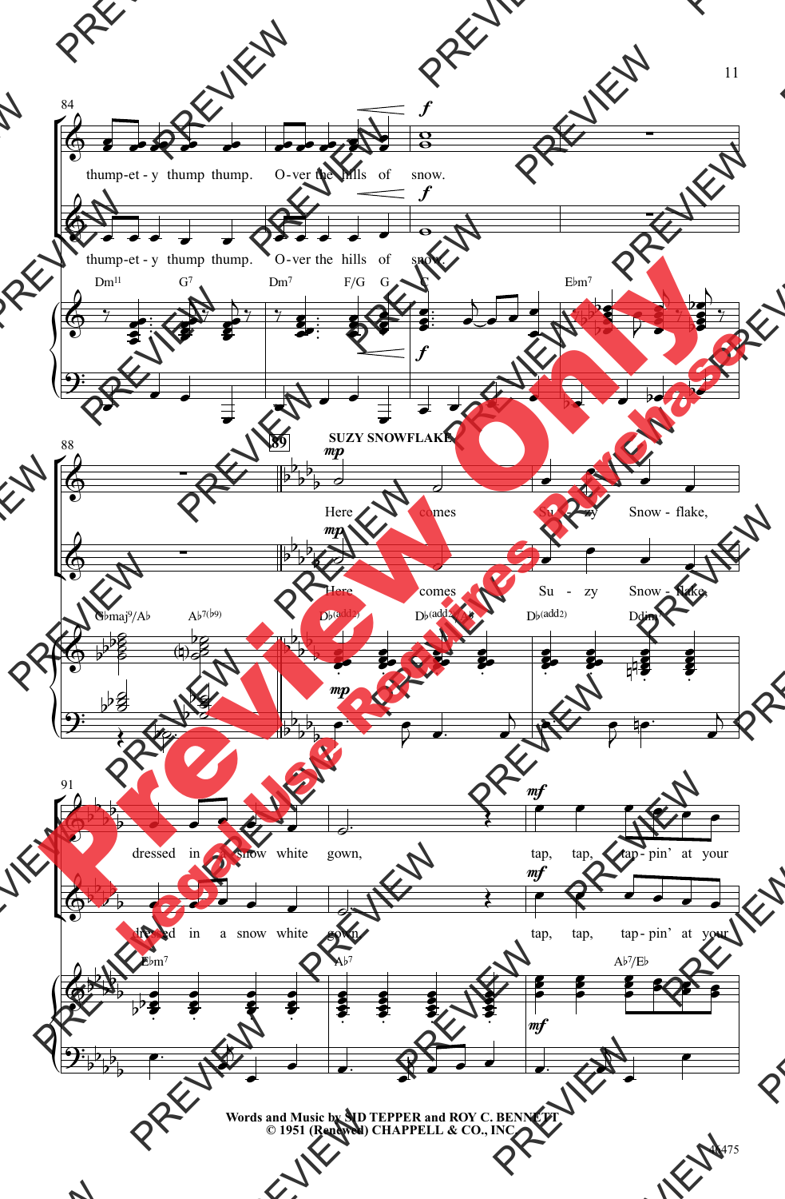SUZY SNOWFLAKE

Words and Music by SID TEPPER and ROY C. BENNETT
© 1951 (Renewed) CHAPPELL & CO., INC.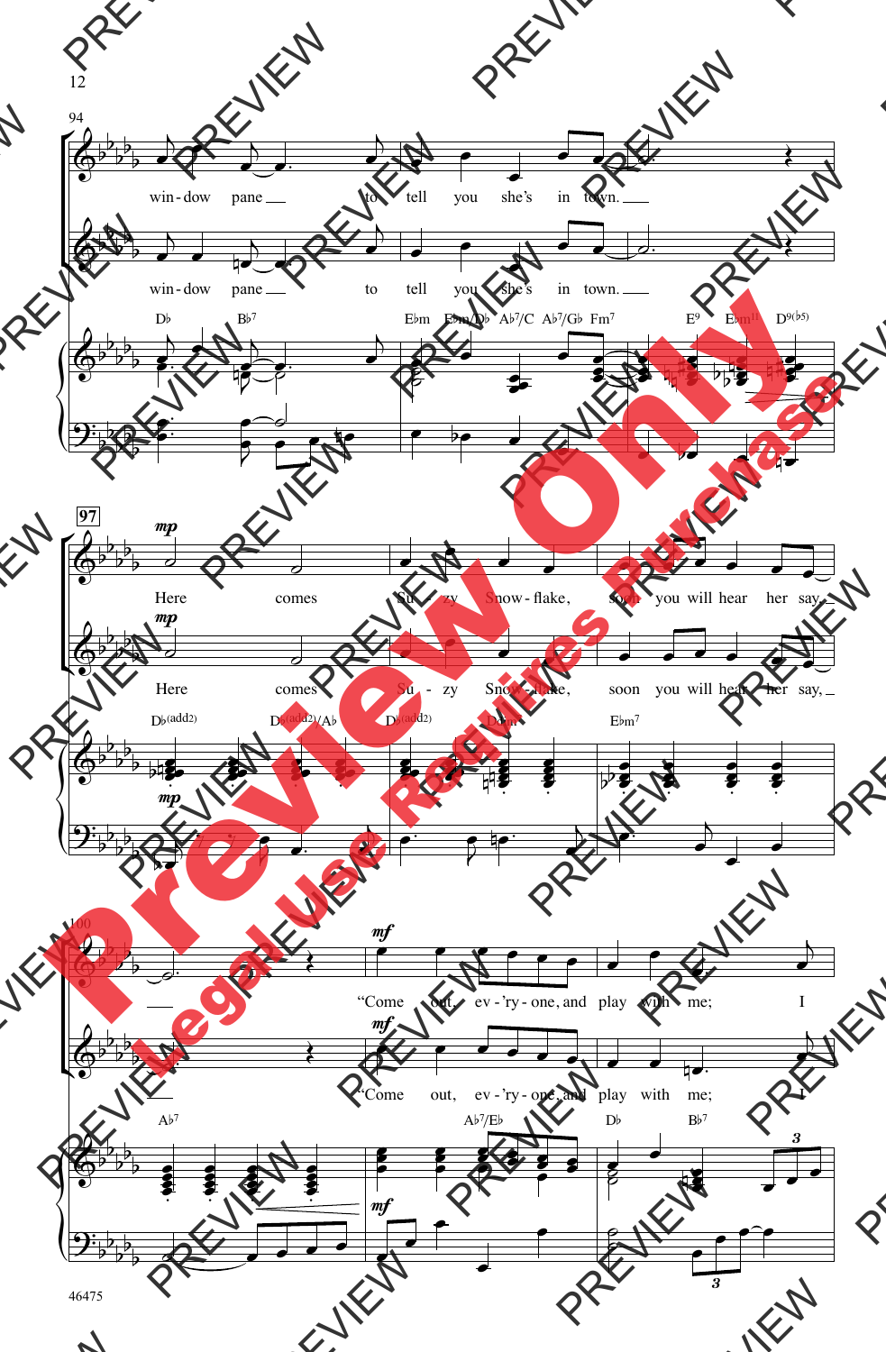94

win - dow pane to tell you she's in town.

win - dow pane to tell you she's in town.

D♭ B♭7 E♭m E♭m/D♭ A♭7/C A♭7/G♭ Fm7 E9 E♭m11 D9(♭5)

97

*mp*

Here comes Su - zy Snow - flake, soon you will hear her say,

*mp*

Here comes Su - zy Snow - flake, soon you will hear her say,

D♭(add2) D♭(add2)/A♭ D♭(add2) D♭m E♭m7

*mp*

100

*mf*

"Come out, ev - 'ry - one, and play with me; I

*mf*

"Come out, ev - 'ry - one, and play with me; I

A♭7 A♭7/E♭ D♭ B♭7

*mf*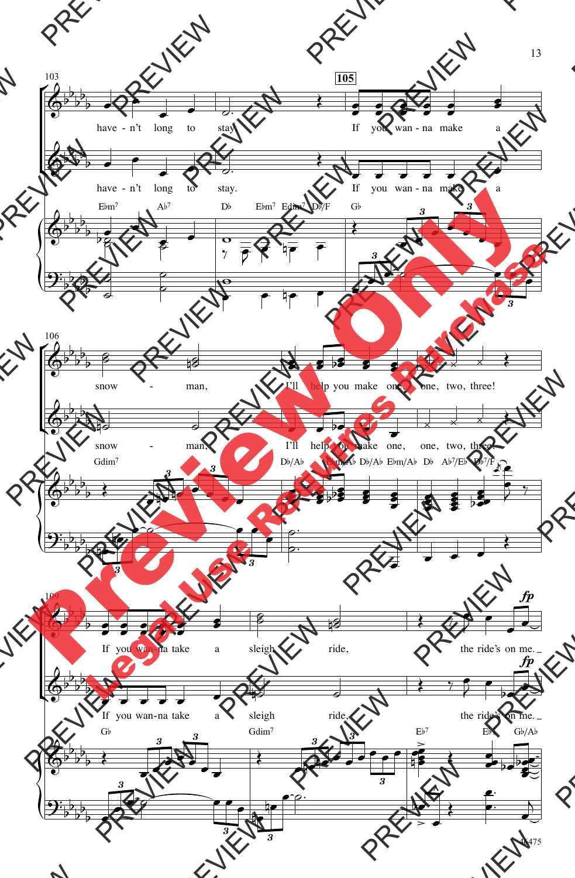have - n't long to stay. If you wan - na make a

snow - man, I'll help you make one, one, two, three!

If you wan - na take a sleigh ride, the ride's on me.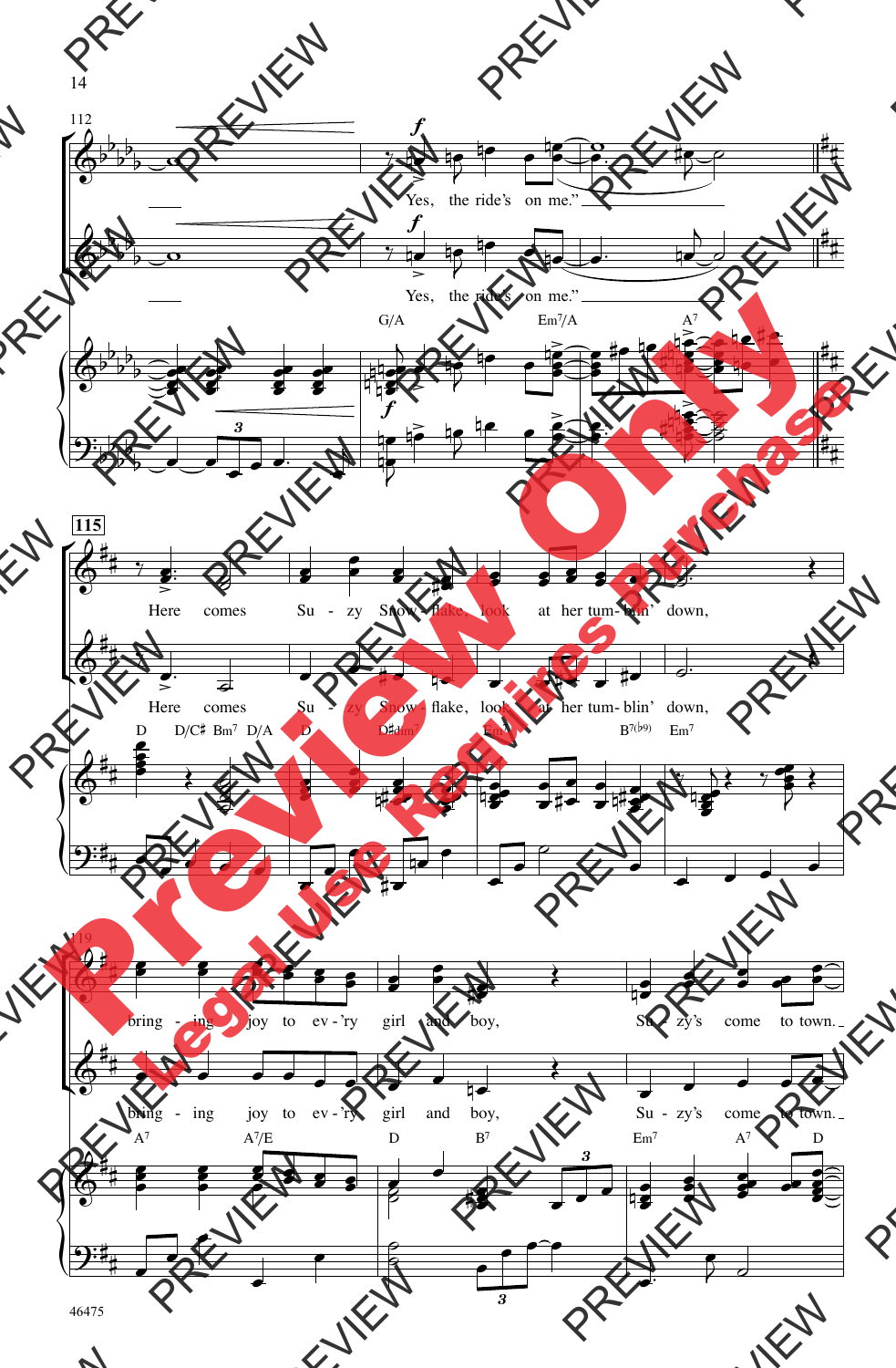112

Yes, the ride's on me."

Yes, the ride's on me."

G/A Em7/A A7

115

Here comes Su - zy Snow - flake, look at her tum - blin' down,

Here comes Su - zy Snow - flake, look at her tum - blin' down,

D D/C♯ Bm7 D/A D D♯dim7 Em7 B7(♭9) Em7

119

bring - ing joy to ev - 'ry girl and boy, Su - zy's come to town.

bring - ing joy to ev - 'ry girl and boy, Su - zy's come to town.

A7 A7/E D B7 Em7 A7 D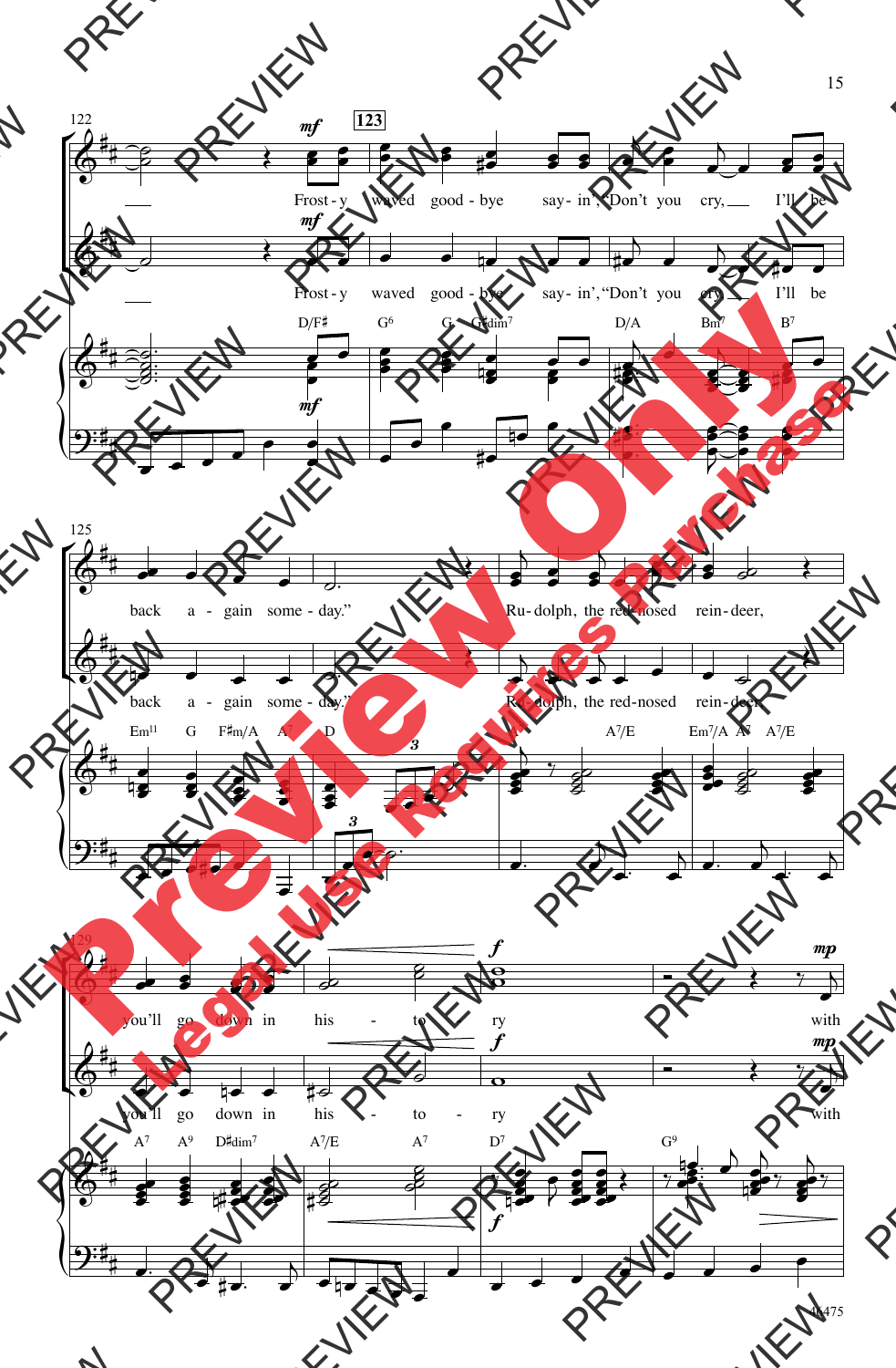122 | 123

*mf*

Frost - y waved good - bye say - in', "Don't you cry, I'll be

*mf*

Frost - y waved good - bye say - in', "Don't you cry, I'll be

D/F♯ G⁶ G G♯dim⁷ D/A Bm⁷ B⁷

*mf*

125

back a - gain some - day." Ru - dolph, the red-nosed rein - deer,

back a - gain some - day." Ru - dolph, the red-nosed rein - deer,

Em¹¹ G F♯m/A A⁷ D A⁷/E Em⁷/A A⁷ A⁷/E

129

*f* *mp*

you'll go down in his - to - ry with

*f* *mp*

you'll go down in his - to - ry with

A⁷ A⁹ D♯dim⁷ A⁷/E A⁷ D⁷ G⁹

*f*

46475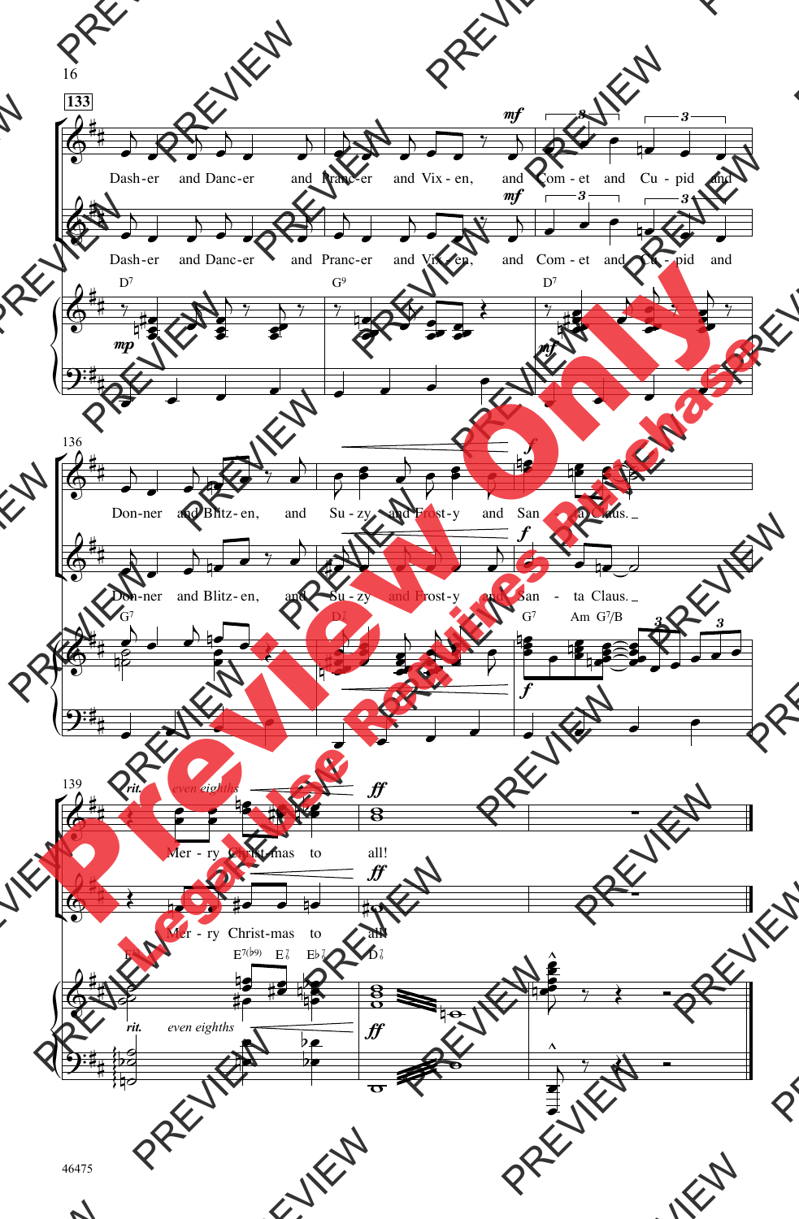133

Dash-er and Danc-er and Pranc-er and Vix-en, and Com-et and Cu-pid and

Dash-er and Danc-er and Pranc-er and Vix-en, and Com-et and Cu-pid and

136

Don-ner and Blitz-en, and Su-zy and Frost-y and San - ta Claus.

Don-ner and Blitz-en, and Su-zy and Frost-y and San - ta Claus.

139

*rit.* *even eighths*

Mer - ry Christ-mas to all!

Mer - ry Christ-mas to all!